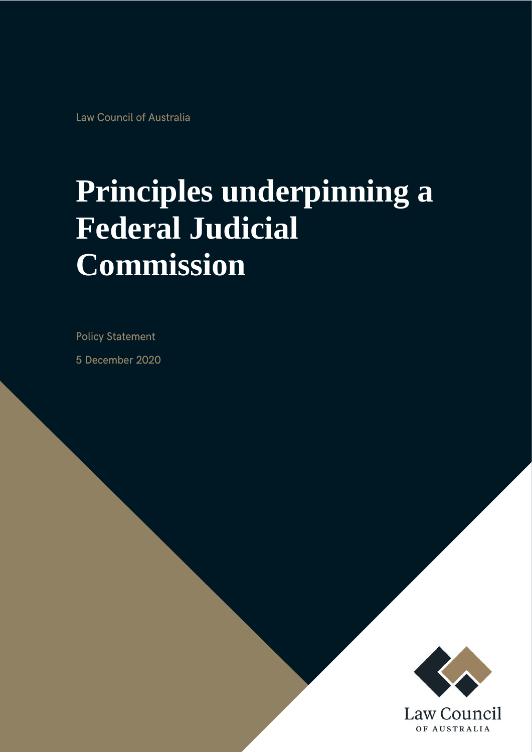Law Council of Australia

# Principles underpinning a Federal Judicial Commission

Policy Statement

5 December 2020

Law Council
OF AUSTRALIA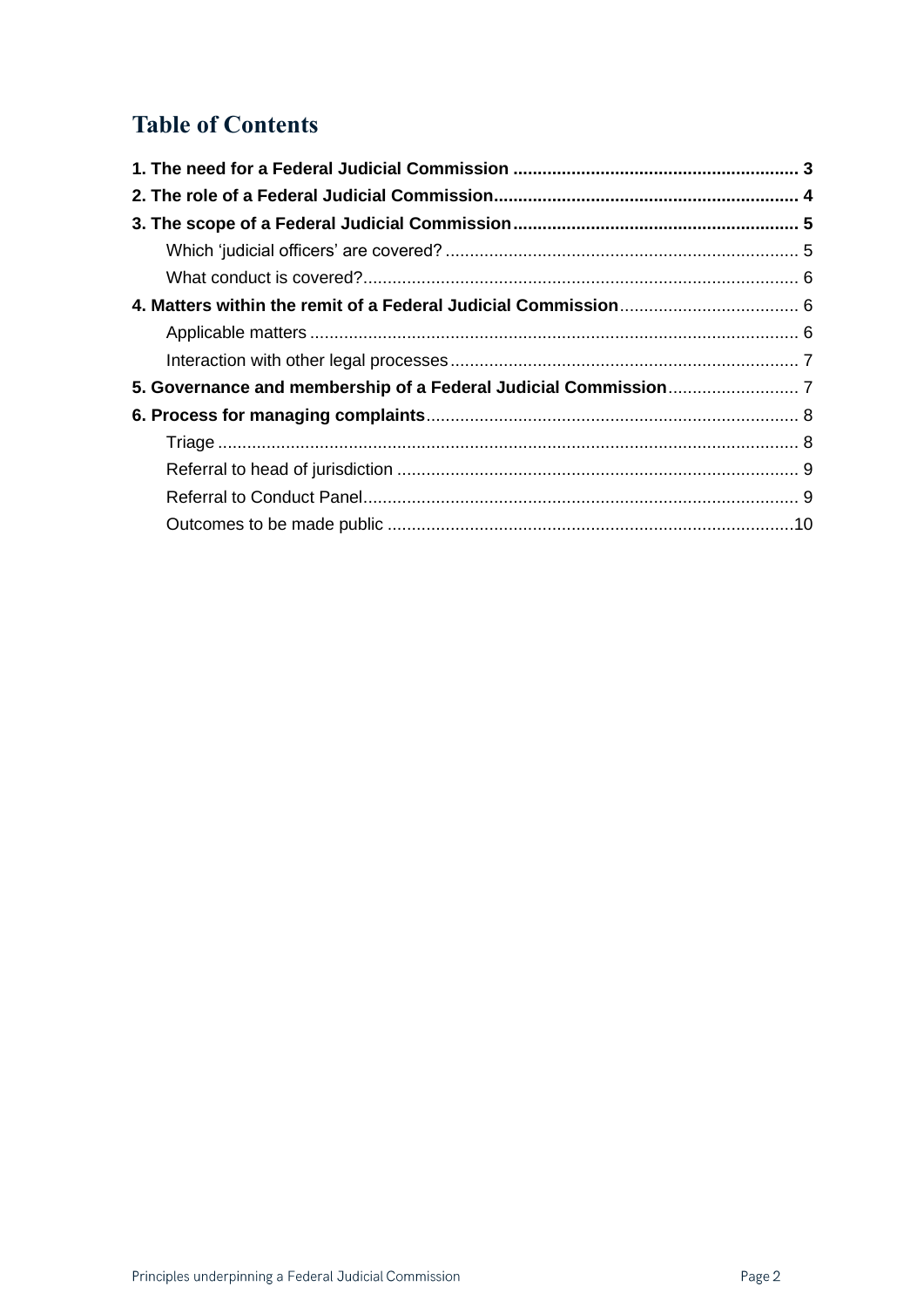# Table of Contents

**1. The need for a Federal Judicial Commission** .......... **3**

**2. The role of a Federal Judicial Commission** .......... **4**

**3. The scope of a Federal Judicial Commission** .......... **5**

- Which 'judicial officers' are covered? .......... 5
- What conduct is covered? .......... 6

**4. Matters within the remit of a Federal Judicial Commission** .......... 6

- Applicable matters .......... 6
- Interaction with other legal processes .......... 7

**5. Governance and membership of a Federal Judicial Commission** .......... 7

**6. Process for managing complaints** .......... 8

- Triage .......... 8
- Referral to head of jurisdiction .......... 9
- Referral to Conduct Panel .......... 9
- Outcomes to be made public .......... 10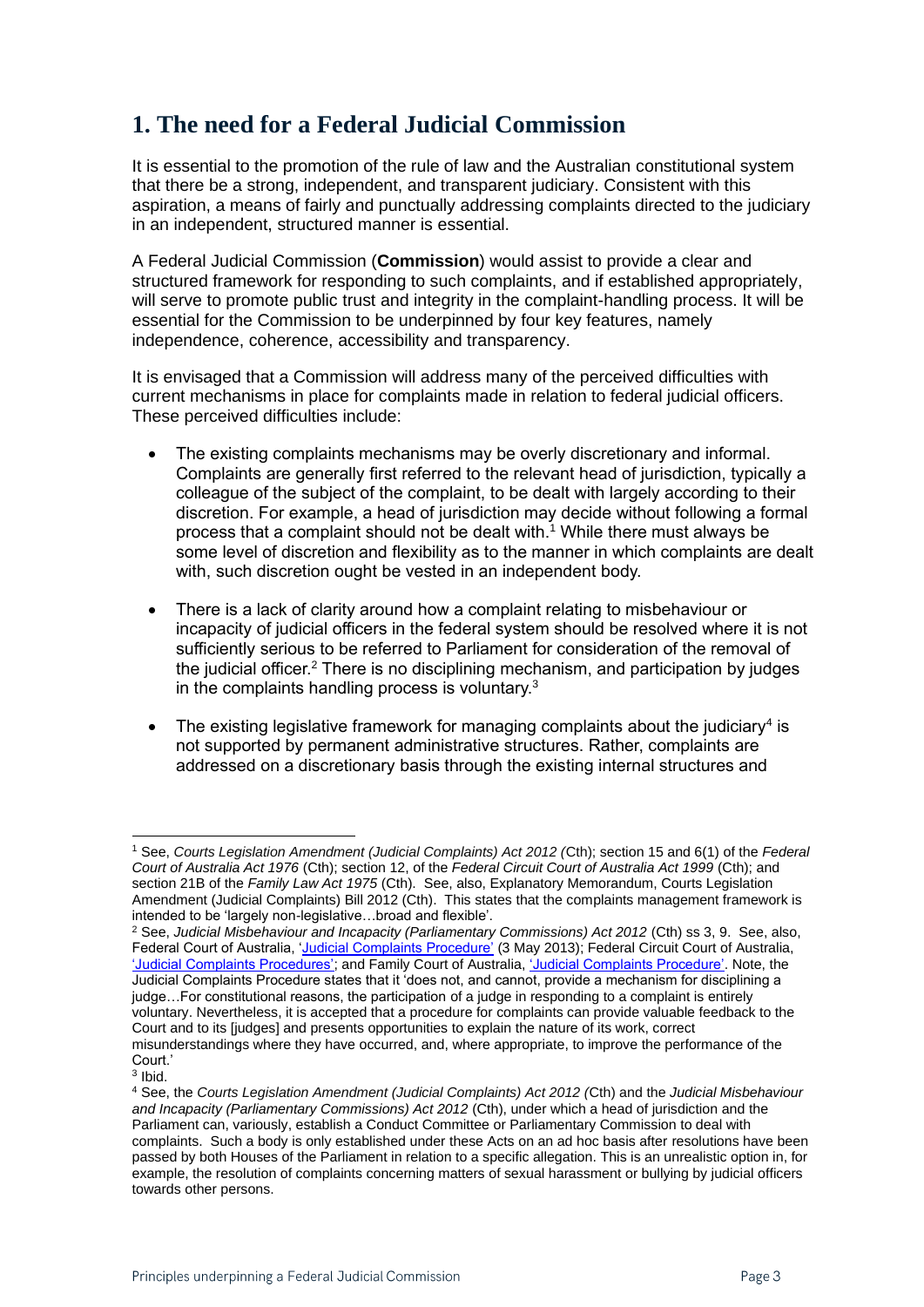# 1. The need for a Federal Judicial Commission

It is essential to the promotion of the rule of law and the Australian constitutional system that there be a strong, independent, and transparent judiciary. Consistent with this aspiration, a means of fairly and punctually addressing complaints directed to the judiciary in an independent, structured manner is essential.

A Federal Judicial Commission (**Commission**) would assist to provide a clear and structured framework for responding to such complaints, and if established appropriately, will serve to promote public trust and integrity in the complaint-handling process. It will be essential for the Commission to be underpinned by four key features, namely independence, coherence, accessibility and transparency.

It is envisaged that a Commission will address many of the perceived difficulties with current mechanisms in place for complaints made in relation to federal judicial officers. These perceived difficulties include:

- The existing complaints mechanisms may be overly discretionary and informal. Complaints are generally first referred to the relevant head of jurisdiction, typically a colleague of the subject of the complaint, to be dealt with largely according to their discretion. For example, a head of jurisdiction may decide without following a formal process that a complaint should not be dealt with.[1] While there must always be some level of discretion and flexibility as to the manner in which complaints are dealt with, such discretion ought be vested in an independent body.
- There is a lack of clarity around how a complaint relating to misbehaviour or incapacity of judicial officers in the federal system should be resolved where it is not sufficiently serious to be referred to Parliament for consideration of the removal of the judicial officer.[2] There is no disciplining mechanism, and participation by judges in the complaints handling process is voluntary.[3]
- The existing legislative framework for managing complaints about the judiciary[4] is not supported by permanent administrative structures. Rather, complaints are addressed on a discretionary basis through the existing internal structures and

---

[1] See, *Courts Legislation Amendment (Judicial Complaints) Act 2012 (*Cth); section 15 and 6(1) of the *Federal Court of Australia Act 1976* (Cth); section 12, of the *Federal Circuit Court of Australia Act 1999* (Cth); and section 21B of the *Family Law Act 1975* (Cth). See, also, Explanatory Memorandum, Courts Legislation Amendment (Judicial Complaints) Bill 2012 (Cth). This states that the complaints management framework is intended to be 'largely non-legislative…broad and flexible'.

[2] See, *Judicial Misbehaviour and Incapacity (Parliamentary Commissions) Act 2012* (Cth) ss 3, 9. See, also, Federal Court of Australia, 'Judicial Complaints Procedure' (3 May 2013); Federal Circuit Court of Australia, 'Judicial Complaints Procedures'; and Family Court of Australia, 'Judicial Complaints Procedure'. Note, the Judicial Complaints Procedure states that it 'does not, and cannot, provide a mechanism for disciplining a judge…For constitutional reasons, the participation of a judge in responding to a complaint is entirely voluntary. Nevertheless, it is accepted that a procedure for complaints can provide valuable feedback to the Court and to its [judges] and presents opportunities to explain the nature of its work, correct misunderstandings where they have occurred, and, where appropriate, to improve the performance of the Court.'

[3] Ibid.

[4] See, the *Courts Legislation Amendment (Judicial Complaints) Act 2012 (*Cth) and the *Judicial Misbehaviour and Incapacity (Parliamentary Commissions) Act 2012* (Cth), under which a head of jurisdiction and the Parliament can, variously, establish a Conduct Committee or Parliamentary Commission to deal with complaints. Such a body is only established under these Acts on an ad hoc basis after resolutions have been passed by both Houses of the Parliament in relation to a specific allegation. This is an unrealistic option in, for example, the resolution of complaints concerning matters of sexual harassment or bullying by judicial officers towards other persons.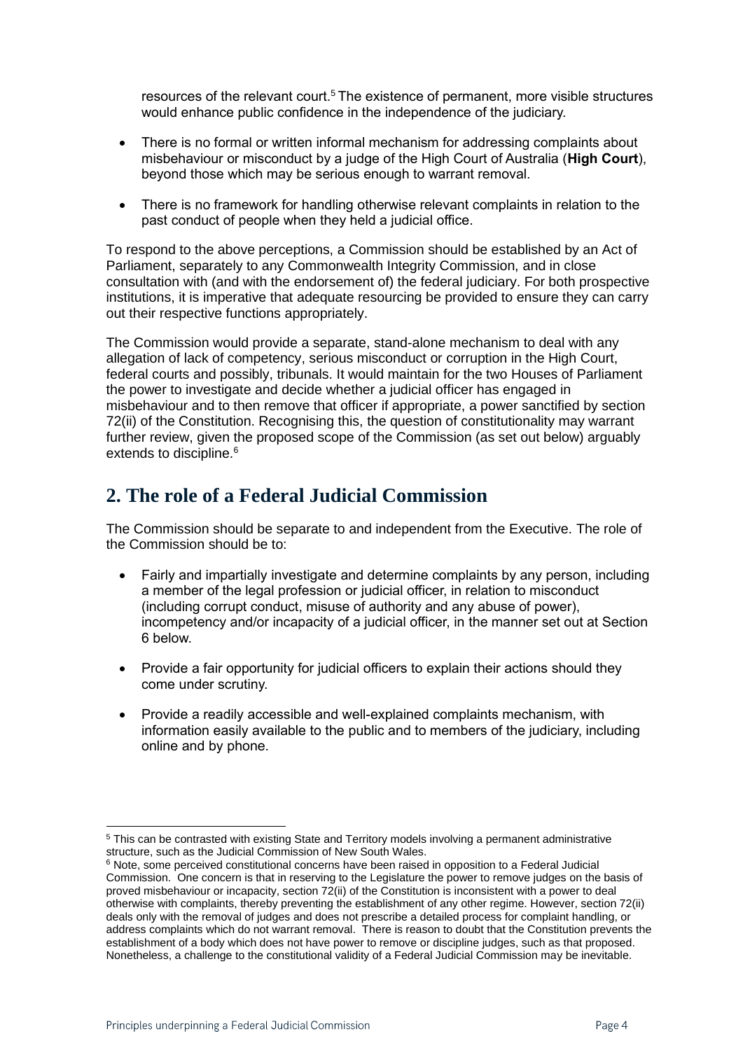resources of the relevant court.[5] The existence of permanent, more visible structures would enhance public confidence in the independence of the judiciary.

- There is no formal or written informal mechanism for addressing complaints about misbehaviour or misconduct by a judge of the High Court of Australia (**High Court**), beyond those which may be serious enough to warrant removal.
- There is no framework for handling otherwise relevant complaints in relation to the past conduct of people when they held a judicial office.

To respond to the above perceptions, a Commission should be established by an Act of Parliament, separately to any Commonwealth Integrity Commission, and in close consultation with (and with the endorsement of) the federal judiciary. For both prospective institutions, it is imperative that adequate resourcing be provided to ensure they can carry out their respective functions appropriately.

The Commission would provide a separate, stand-alone mechanism to deal with any allegation of lack of competency, serious misconduct or corruption in the High Court, federal courts and possibly, tribunals. It would maintain for the two Houses of Parliament the power to investigate and decide whether a judicial officer has engaged in misbehaviour and to then remove that officer if appropriate, a power sanctified by section 72(ii) of the Constitution. Recognising this, the question of constitutionality may warrant further review, given the proposed scope of the Commission (as set out below) arguably extends to discipline.[6]

## 2. The role of a Federal Judicial Commission

The Commission should be separate to and independent from the Executive. The role of the Commission should be to:

- Fairly and impartially investigate and determine complaints by any person, including a member of the legal profession or judicial officer, in relation to misconduct (including corrupt conduct, misuse of authority and any abuse of power), incompetency and/or incapacity of a judicial officer, in the manner set out at Section 6 below.
- Provide a fair opportunity for judicial officers to explain their actions should they come under scrutiny.
- Provide a readily accessible and well-explained complaints mechanism, with information easily available to the public and to members of the judiciary, including online and by phone.

---

[5] This can be contrasted with existing State and Territory models involving a permanent administrative structure, such as the Judicial Commission of New South Wales.

[6] Note, some perceived constitutional concerns have been raised in opposition to a Federal Judicial Commission. One concern is that in reserving to the Legislature the power to remove judges on the basis of proved misbehaviour or incapacity, section 72(ii) of the Constitution is inconsistent with a power to deal otherwise with complaints, thereby preventing the establishment of any other regime. However, section 72(ii) deals only with the removal of judges and does not prescribe a detailed process for complaint handling, or address complaints which do not warrant removal. There is reason to doubt that the Constitution prevents the establishment of a body which does not have power to remove or discipline judges, such as that proposed. Nonetheless, a challenge to the constitutional validity of a Federal Judicial Commission may be inevitable.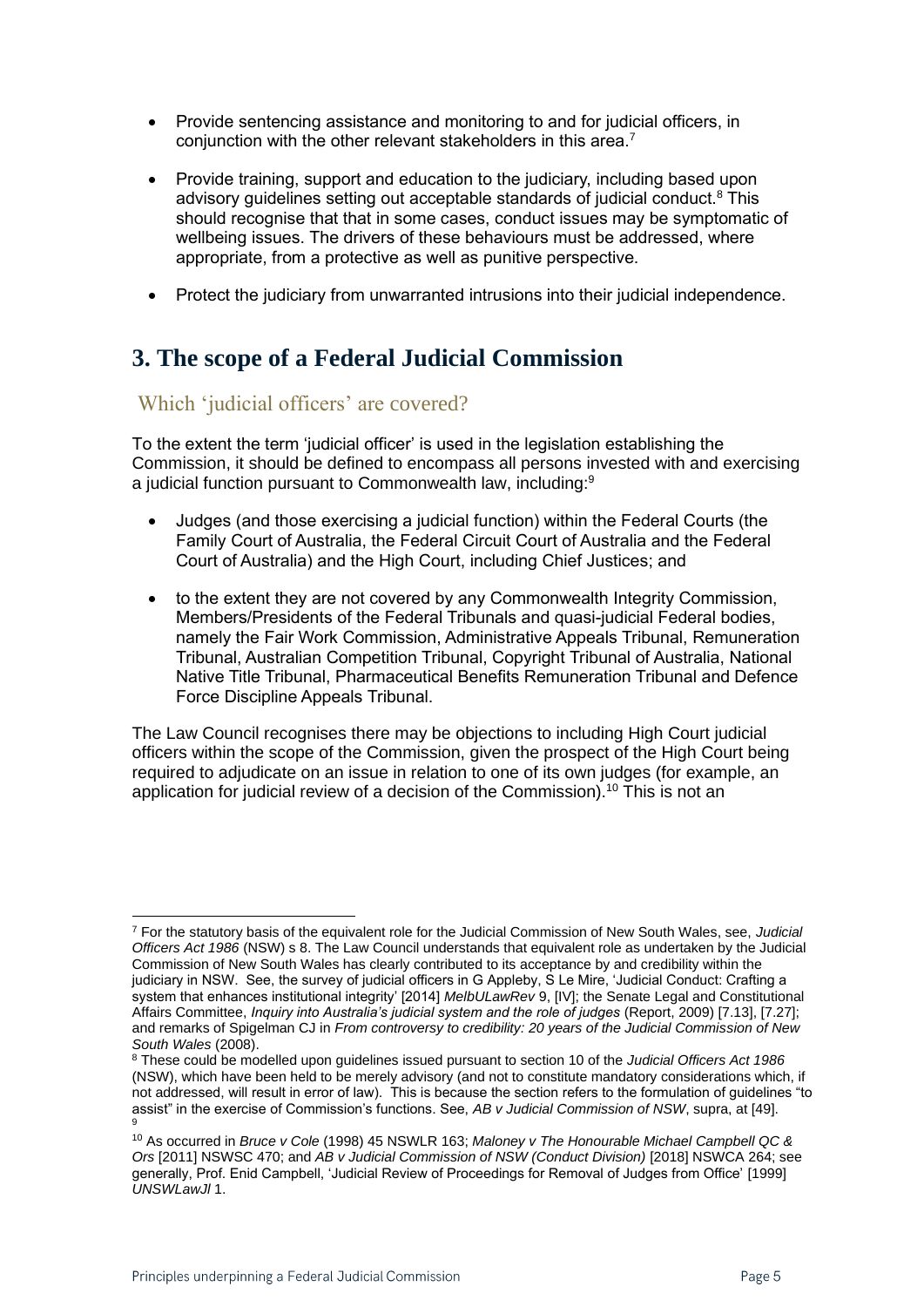- Provide sentencing assistance and monitoring to and for judicial officers, in conjunction with the other relevant stakeholders in this area.[7]

- Provide training, support and education to the judiciary, including based upon advisory guidelines setting out acceptable standards of judicial conduct.[8] This should recognise that that in some cases, conduct issues may be symptomatic of wellbeing issues. The drivers of these behaviours must be addressed, where appropriate, from a protective as well as punitive perspective.

- Protect the judiciary from unwarranted intrusions into their judicial independence.

## 3. The scope of a Federal Judicial Commission

### Which 'judicial officers' are covered?

To the extent the term 'judicial officer' is used in the legislation establishing the Commission, it should be defined to encompass all persons invested with and exercising a judicial function pursuant to Commonwealth law, including:[9]

- Judges (and those exercising a judicial function) within the Federal Courts (the Family Court of Australia, the Federal Circuit Court of Australia and the Federal Court of Australia) and the High Court, including Chief Justices; and

- to the extent they are not covered by any Commonwealth Integrity Commission, Members/Presidents of the Federal Tribunals and quasi-judicial Federal bodies, namely the Fair Work Commission, Administrative Appeals Tribunal, Remuneration Tribunal, Australian Competition Tribunal, Copyright Tribunal of Australia, National Native Title Tribunal, Pharmaceutical Benefits Remuneration Tribunal and Defence Force Discipline Appeals Tribunal.

The Law Council recognises there may be objections to including High Court judicial officers within the scope of the Commission, given the prospect of the High Court being required to adjudicate on an issue in relation to one of its own judges (for example, an application for judicial review of a decision of the Commission).[10] This is not an

---

[7] For the statutory basis of the equivalent role for the Judicial Commission of New South Wales, see, *Judicial Officers Act 1986* (NSW) s 8. The Law Council understands that equivalent role as undertaken by the Judicial Commission of New South Wales has clearly contributed to its acceptance by and credibility within the judiciary in NSW. See, the survey of judicial officers in G Appleby, S Le Mire, 'Judicial Conduct: Crafting a system that enhances institutional integrity' [2014] *MelbULawRev* 9, [IV]; the Senate Legal and Constitutional Affairs Committee, *Inquiry into Australia's judicial system and the role of judges* (Report, 2009) [7.13], [7.27]; and remarks of Spigelman CJ in *From controversy to credibility: 20 years of the Judicial Commission of New South Wales* (2008).

[8] These could be modelled upon guidelines issued pursuant to section 10 of the *Judicial Officers Act 1986* (NSW), which have been held to be merely advisory (and not to constitute mandatory considerations which, if not addressed, will result in error of law). This is because the section refers to the formulation of guidelines "to assist" in the exercise of Commission's functions. See, *AB v Judicial Commission of NSW*, supra, at [49].

[9]

[10] As occurred in *Bruce v Cole* (1998) 45 NSWLR 163; *Maloney v The Honourable Michael Campbell QC & Ors* [2011] NSWSC 470; and *AB v Judicial Commission of NSW (Conduct Division)* [2018] NSWCA 264; see generally, Prof. Enid Campbell, 'Judicial Review of Proceedings for Removal of Judges from Office' [1999] *UNSWLawJl* 1.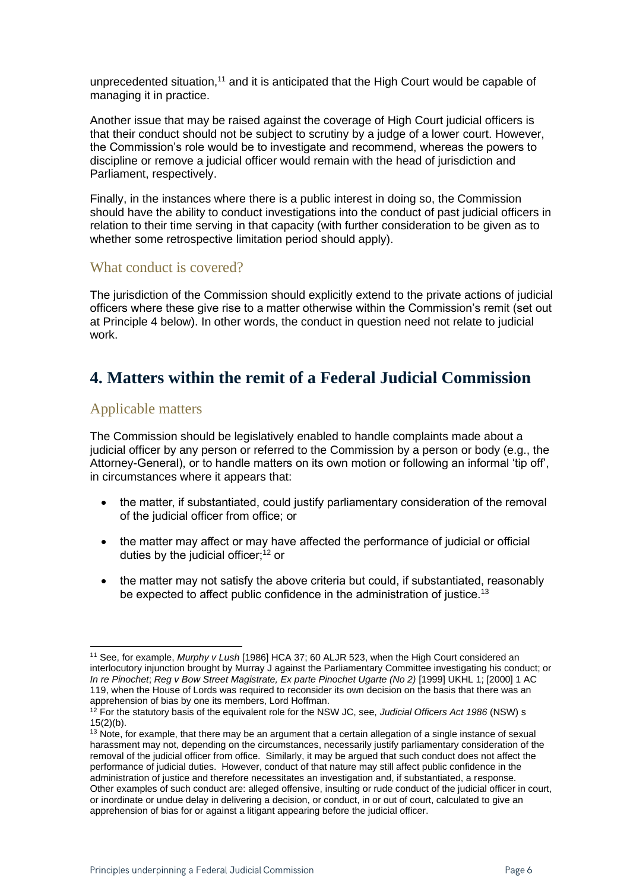unprecedented situation,[11] and it is anticipated that the High Court would be capable of managing it in practice.

Another issue that may be raised against the coverage of High Court judicial officers is that their conduct should not be subject to scrutiny by a judge of a lower court. However, the Commission's role would be to investigate and recommend, whereas the powers to discipline or remove a judicial officer would remain with the head of jurisdiction and Parliament, respectively.

Finally, in the instances where there is a public interest in doing so, the Commission should have the ability to conduct investigations into the conduct of past judicial officers in relation to their time serving in that capacity (with further consideration to be given as to whether some retrospective limitation period should apply).

### What conduct is covered?

The jurisdiction of the Commission should explicitly extend to the private actions of judicial officers where these give rise to a matter otherwise within the Commission's remit (set out at Principle 4 below). In other words, the conduct in question need not relate to judicial work.

## 4. Matters within the remit of a Federal Judicial Commission

### Applicable matters

The Commission should be legislatively enabled to handle complaints made about a judicial officer by any person or referred to the Commission by a person or body (e.g., the Attorney-General), or to handle matters on its own motion or following an informal 'tip off', in circumstances where it appears that:

- the matter, if substantiated, could justify parliamentary consideration of the removal of the judicial officer from office; or
- the matter may affect or may have affected the performance of judicial or official duties by the judicial officer;[12] or
- the matter may not satisfy the above criteria but could, if substantiated, reasonably be expected to affect public confidence in the administration of justice.[13]

---

[11] See, for example, *Murphy v Lush* [1986] HCA 37; 60 ALJR 523, when the High Court considered an interlocutory injunction brought by Murray J against the Parliamentary Committee investigating his conduct; or *In re Pinochet*; *Reg v Bow Street Magistrate, Ex parte Pinochet Ugarte (No 2)* [1999] UKHL 1; [2000] 1 AC 119, when the House of Lords was required to reconsider its own decision on the basis that there was an apprehension of bias by one its members, Lord Hoffman.

[12] For the statutory basis of the equivalent role for the NSW JC, see, *Judicial Officers Act 1986* (NSW) s 15(2)(b).

[13] Note, for example, that there may be an argument that a certain allegation of a single instance of sexual harassment may not, depending on the circumstances, necessarily justify parliamentary consideration of the removal of the judicial officer from office. Similarly, it may be argued that such conduct does not affect the performance of judicial duties. However, conduct of that nature may still affect public confidence in the administration of justice and therefore necessitates an investigation and, if substantiated, a response. Other examples of such conduct are: alleged offensive, insulting or rude conduct of the judicial officer in court, or inordinate or undue delay in delivering a decision, or conduct, in or out of court, calculated to give an apprehension of bias for or against a litigant appearing before the judicial officer.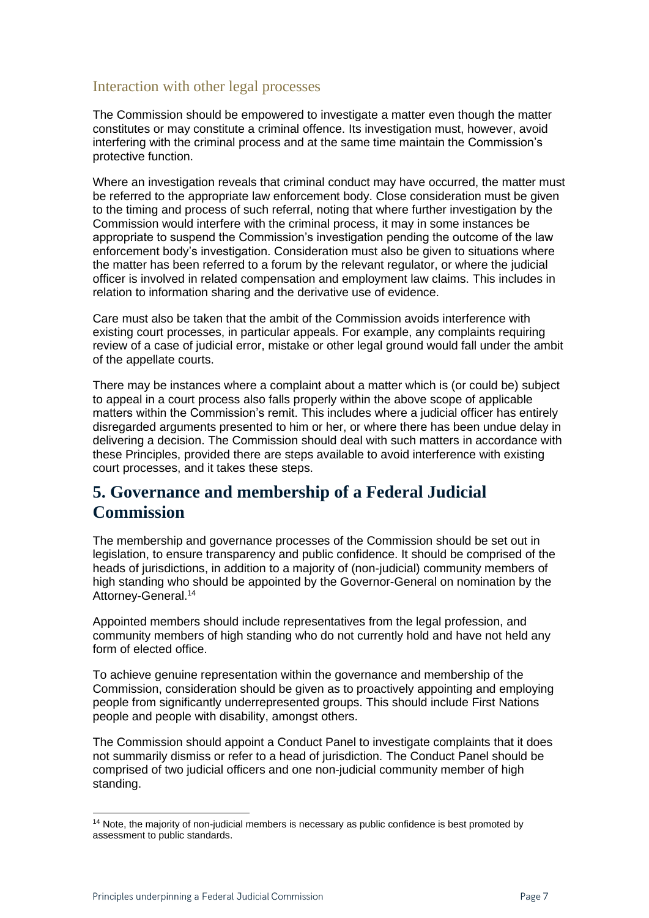### Interaction with other legal processes

The Commission should be empowered to investigate a matter even though the matter constitutes or may constitute a criminal offence. Its investigation must, however, avoid interfering with the criminal process and at the same time maintain the Commission's protective function.

Where an investigation reveals that criminal conduct may have occurred, the matter must be referred to the appropriate law enforcement body. Close consideration must be given to the timing and process of such referral, noting that where further investigation by the Commission would interfere with the criminal process, it may in some instances be appropriate to suspend the Commission's investigation pending the outcome of the law enforcement body's investigation. Consideration must also be given to situations where the matter has been referred to a forum by the relevant regulator, or where the judicial officer is involved in related compensation and employment law claims. This includes in relation to information sharing and the derivative use of evidence.

Care must also be taken that the ambit of the Commission avoids interference with existing court processes, in particular appeals. For example, any complaints requiring review of a case of judicial error, mistake or other legal ground would fall under the ambit of the appellate courts.

There may be instances where a complaint about a matter which is (or could be) subject to appeal in a court process also falls properly within the above scope of applicable matters within the Commission's remit. This includes where a judicial officer has entirely disregarded arguments presented to him or her, or where there has been undue delay in delivering a decision. The Commission should deal with such matters in accordance with these Principles, provided there are steps available to avoid interference with existing court processes, and it takes these steps.

## 5. Governance and membership of a Federal Judicial Commission

The membership and governance processes of the Commission should be set out in legislation, to ensure transparency and public confidence. It should be comprised of the heads of jurisdictions, in addition to a majority of (non-judicial) community members of high standing who should be appointed by the Governor-General on nomination by the Attorney-General.[14]

Appointed members should include representatives from the legal profession, and community members of high standing who do not currently hold and have not held any form of elected office.

To achieve genuine representation within the governance and membership of the Commission, consideration should be given as to proactively appointing and employing people from significantly underrepresented groups. This should include First Nations people and people with disability, amongst others.

The Commission should appoint a Conduct Panel to investigate complaints that it does not summarily dismiss or refer to a head of jurisdiction. The Conduct Panel should be comprised of two judicial officers and one non-judicial community member of high standing.

---

[14] Note, the majority of non-judicial members is necessary as public confidence is best promoted by assessment to public standards.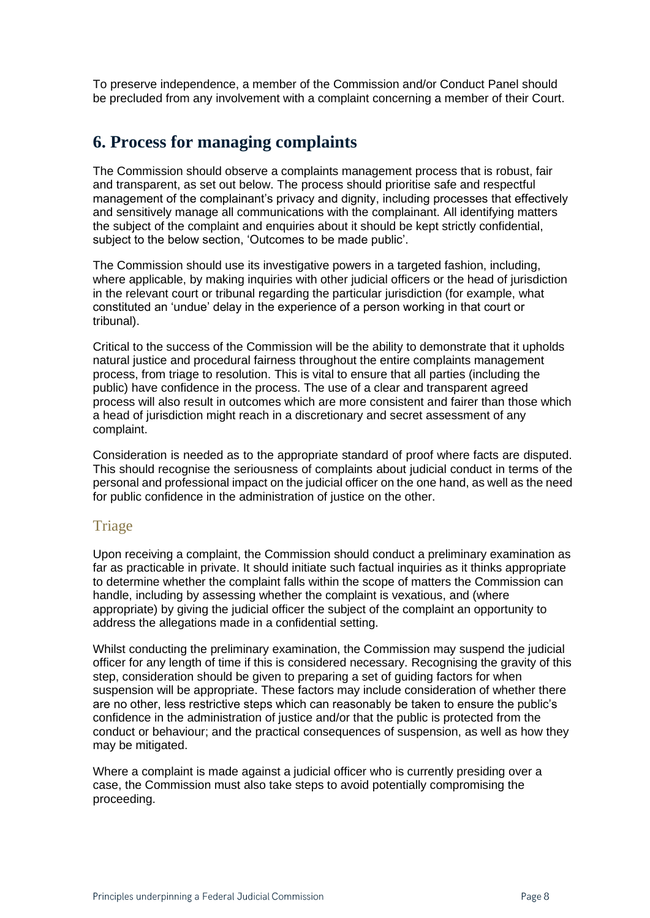To preserve independence, a member of the Commission and/or Conduct Panel should be precluded from any involvement with a complaint concerning a member of their Court.

## 6. Process for managing complaints

The Commission should observe a complaints management process that is robust, fair and transparent, as set out below. The process should prioritise safe and respectful management of the complainant's privacy and dignity, including processes that effectively and sensitively manage all communications with the complainant. All identifying matters the subject of the complaint and enquiries about it should be kept strictly confidential, subject to the below section, 'Outcomes to be made public'.

The Commission should use its investigative powers in a targeted fashion, including, where applicable, by making inquiries with other judicial officers or the head of jurisdiction in the relevant court or tribunal regarding the particular jurisdiction (for example, what constituted an 'undue' delay in the experience of a person working in that court or tribunal).

Critical to the success of the Commission will be the ability to demonstrate that it upholds natural justice and procedural fairness throughout the entire complaints management process, from triage to resolution. This is vital to ensure that all parties (including the public) have confidence in the process. The use of a clear and transparent agreed process will also result in outcomes which are more consistent and fairer than those which a head of jurisdiction might reach in a discretionary and secret assessment of any complaint.

Consideration is needed as to the appropriate standard of proof where facts are disputed. This should recognise the seriousness of complaints about judicial conduct in terms of the personal and professional impact on the judicial officer on the one hand, as well as the need for public confidence in the administration of justice on the other.

### Triage

Upon receiving a complaint, the Commission should conduct a preliminary examination as far as practicable in private. It should initiate such factual inquiries as it thinks appropriate to determine whether the complaint falls within the scope of matters the Commission can handle, including by assessing whether the complaint is vexatious, and (where appropriate) by giving the judicial officer the subject of the complaint an opportunity to address the allegations made in a confidential setting.

Whilst conducting the preliminary examination, the Commission may suspend the judicial officer for any length of time if this is considered necessary. Recognising the gravity of this step, consideration should be given to preparing a set of guiding factors for when suspension will be appropriate. These factors may include consideration of whether there are no other, less restrictive steps which can reasonably be taken to ensure the public's confidence in the administration of justice and/or that the public is protected from the conduct or behaviour; and the practical consequences of suspension, as well as how they may be mitigated.

Where a complaint is made against a judicial officer who is currently presiding over a case, the Commission must also take steps to avoid potentially compromising the proceeding.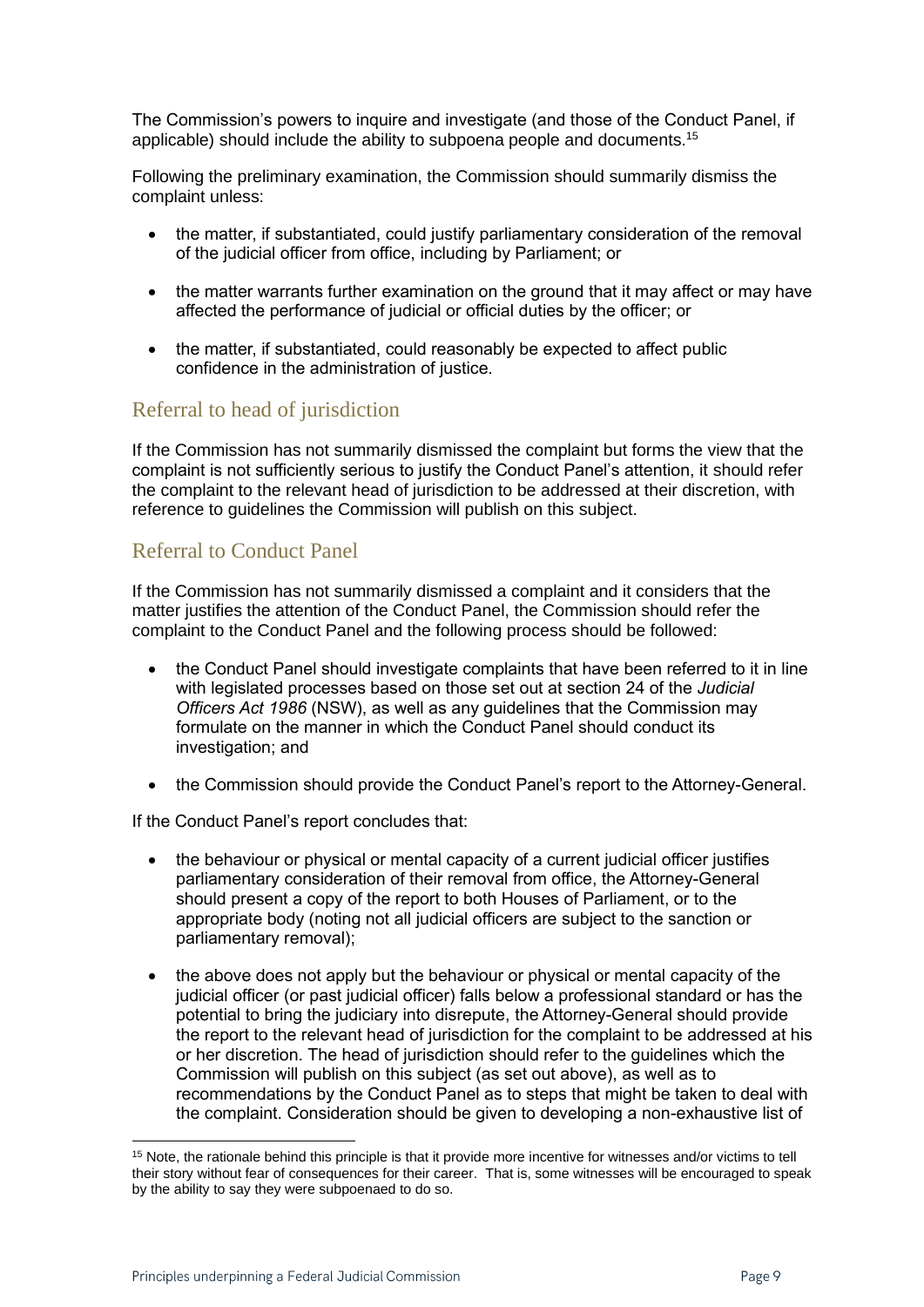The Commission's powers to inquire and investigate (and those of the Conduct Panel, if applicable) should include the ability to subpoena people and documents.[15]

Following the preliminary examination, the Commission should summarily dismiss the complaint unless:

- the matter, if substantiated, could justify parliamentary consideration of the removal of the judicial officer from office, including by Parliament; or
- the matter warrants further examination on the ground that it may affect or may have affected the performance of judicial or official duties by the officer; or
- the matter, if substantiated, could reasonably be expected to affect public confidence in the administration of justice.

## Referral to head of jurisdiction

If the Commission has not summarily dismissed the complaint but forms the view that the complaint is not sufficiently serious to justify the Conduct Panel's attention, it should refer the complaint to the relevant head of jurisdiction to be addressed at their discretion, with reference to guidelines the Commission will publish on this subject.

## Referral to Conduct Panel

If the Commission has not summarily dismissed a complaint and it considers that the matter justifies the attention of the Conduct Panel, the Commission should refer the complaint to the Conduct Panel and the following process should be followed:

- the Conduct Panel should investigate complaints that have been referred to it in line with legislated processes based on those set out at section 24 of the *Judicial Officers Act 1986* (NSW), as well as any guidelines that the Commission may formulate on the manner in which the Conduct Panel should conduct its investigation; and
- the Commission should provide the Conduct Panel's report to the Attorney-General.

If the Conduct Panel's report concludes that:

- the behaviour or physical or mental capacity of a current judicial officer justifies parliamentary consideration of their removal from office, the Attorney-General should present a copy of the report to both Houses of Parliament, or to the appropriate body (noting not all judicial officers are subject to the sanction or parliamentary removal);
- the above does not apply but the behaviour or physical or mental capacity of the judicial officer (or past judicial officer) falls below a professional standard or has the potential to bring the judiciary into disrepute, the Attorney-General should provide the report to the relevant head of jurisdiction for the complaint to be addressed at his or her discretion. The head of jurisdiction should refer to the guidelines which the Commission will publish on this subject (as set out above), as well as to recommendations by the Conduct Panel as to steps that might be taken to deal with the complaint. Consideration should be given to developing a non-exhaustive list of

[15] Note, the rationale behind this principle is that it provide more incentive for witnesses and/or victims to tell their story without fear of consequences for their career. That is, some witnesses will be encouraged to speak by the ability to say they were subpoenaed to do so.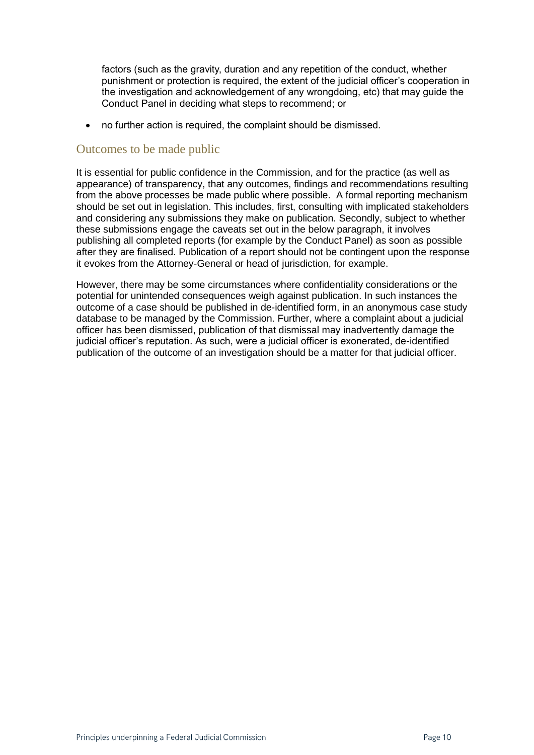factors (such as the gravity, duration and any repetition of the conduct, whether punishment or protection is required, the extent of the judicial officer's cooperation in the investigation and acknowledgement of any wrongdoing, etc) that may guide the Conduct Panel in deciding what steps to recommend; or

- no further action is required, the complaint should be dismissed.

## Outcomes to be made public

It is essential for public confidence in the Commission, and for the practice (as well as appearance) of transparency, that any outcomes, findings and recommendations resulting from the above processes be made public where possible. A formal reporting mechanism should be set out in legislation. This includes, first, consulting with implicated stakeholders and considering any submissions they make on publication. Secondly, subject to whether these submissions engage the caveats set out in the below paragraph, it involves publishing all completed reports (for example by the Conduct Panel) as soon as possible after they are finalised. Publication of a report should not be contingent upon the response it evokes from the Attorney-General or head of jurisdiction, for example.

However, there may be some circumstances where confidentiality considerations or the potential for unintended consequences weigh against publication. In such instances the outcome of a case should be published in de-identified form, in an anonymous case study database to be managed by the Commission. Further, where a complaint about a judicial officer has been dismissed, publication of that dismissal may inadvertently damage the judicial officer's reputation. As such, were a judicial officer is exonerated, de-identified publication of the outcome of an investigation should be a matter for that judicial officer.